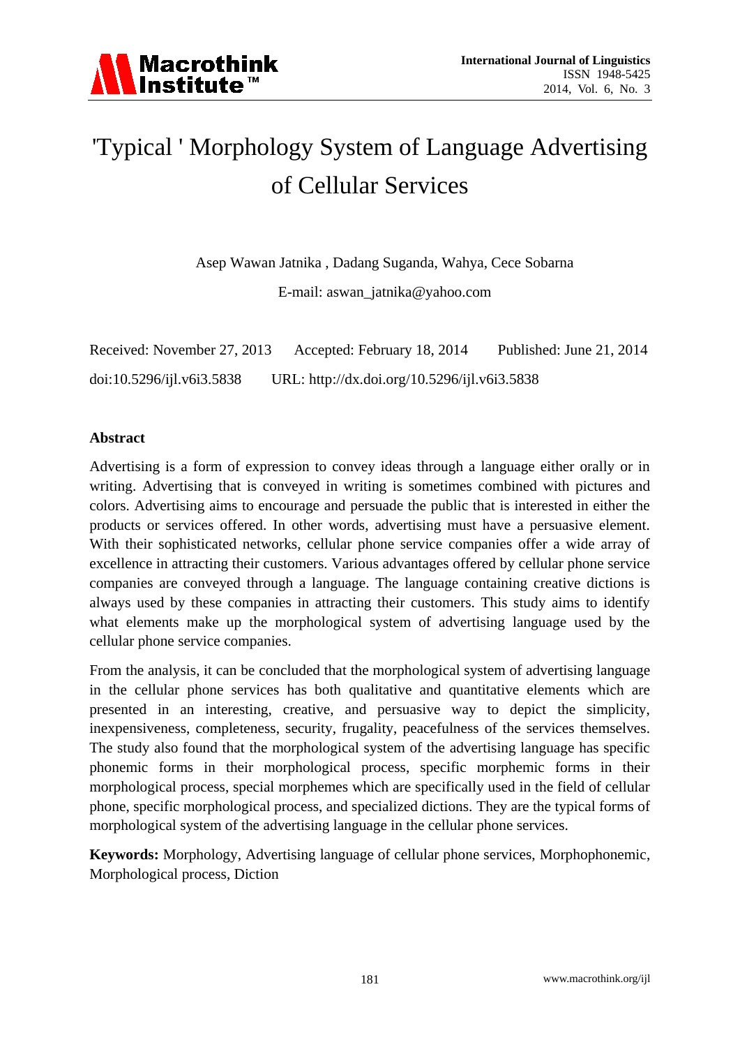# 'Typical ' Morphology System of Language Advertising of Cellular Services

Asep Wawan Jatnika , Dadang Suganda, Wahya, Cece Sobarna

E-mail: aswan_jatnika@yahoo.com

Received: November 27, 2013 Accepted: February 18, 2014 Published: June 21, 2014

doi:10.5296/ijl.v6i3.5838 URL: http://dx.doi.org/10.5296/ijl.v6i3.5838

## Abstract

Advertising is a form of expression to convey ideas through a language either orally or in writing. Advertising that is conveyed in writing is sometimes combined with pictures and colors. Advertising aims to encourage and persuade the public that is interested in either the products or services offered. In other words, advertising must have a persuasive element. With their sophisticated networks, cellular phone service companies offer a wide array of excellence in attracting their customers. Various advantages offered by cellular phone service companies are conveyed through a language. The language containing creative dictions is always used by these companies in attracting their customers. This study aims to identify what elements make up the morphological system of advertising language used by the cellular phone service companies.

From the analysis, it can be concluded that the morphological system of advertising language in the cellular phone services has both qualitative and quantitative elements which are presented in an interesting, creative, and persuasive way to depict the simplicity, inexpensiveness, completeness, security, frugality, peacefulness of the services themselves. The study also found that the morphological system of the advertising language has specific phonemic forms in their morphological process, specific morphemic forms in their morphological process, special morphemes which are specifically used in the field of cellular phone, specific morphological process, and specialized dictions. They are the typical forms of morphological system of the advertising language in the cellular phone services.

**Keywords:** Morphology, Advertising language of cellular phone services, Morphophonemic, Morphological process, Diction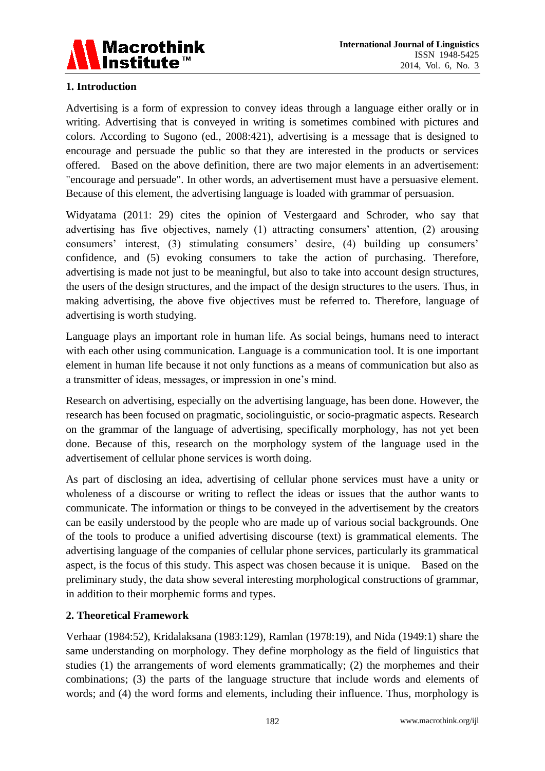## 1. Introduction

Advertising is a form of expression to convey ideas through a language either orally or in writing. Advertising that is conveyed in writing is sometimes combined with pictures and colors. According to Sugono (ed., 2008:421), advertising is a message that is designed to encourage and persuade the public so that they are interested in the products or services offered. Based on the above definition, there are two major elements in an advertisement: "encourage and persuade". In other words, an advertisement must have a persuasive element. Because of this element, the advertising language is loaded with grammar of persuasion.

Widyatama (2011: 29) cites the opinion of Vestergaard and Schroder, who say that advertising has five objectives, namely (1) attracting consumers' attention, (2) arousing consumers' interest, (3) stimulating consumers' desire, (4) building up consumers' confidence, and (5) evoking consumers to take the action of purchasing. Therefore, advertising is made not just to be meaningful, but also to take into account design structures, the users of the design structures, and the impact of the design structures to the users. Thus, in making advertising, the above five objectives must be referred to. Therefore, language of advertising is worth studying.

Language plays an important role in human life. As social beings, humans need to interact with each other using communication. Language is a communication tool. It is one important element in human life because it not only functions as a means of communication but also as a transmitter of ideas, messages, or impression in one's mind.

Research on advertising, especially on the advertising language, has been done. However, the research has been focused on pragmatic, sociolinguistic, or socio-pragmatic aspects. Research on the grammar of the language of advertising, specifically morphology, has not yet been done. Because of this, research on the morphology system of the language used in the advertisement of cellular phone services is worth doing.

As part of disclosing an idea, advertising of cellular phone services must have a unity or wholeness of a discourse or writing to reflect the ideas or issues that the author wants to communicate. The information or things to be conveyed in the advertisement by the creators can be easily understood by the people who are made up of various social backgrounds. One of the tools to produce a unified advertising discourse (text) is grammatical elements. The advertising language of the companies of cellular phone services, particularly its grammatical aspect, is the focus of this study. This aspect was chosen because it is unique. Based on the preliminary study, the data show several interesting morphological constructions of grammar, in addition to their morphemic forms and types.

## 2. Theoretical Framework

Verhaar (1984:52), Kridalaksana (1983:129), Ramlan (1978:19), and Nida (1949:1) share the same understanding on morphology. They define morphology as the field of linguistics that studies (1) the arrangements of word elements grammatically; (2) the morphemes and their combinations; (3) the parts of the language structure that include words and elements of words; and (4) the word forms and elements, including their influence. Thus, morphology is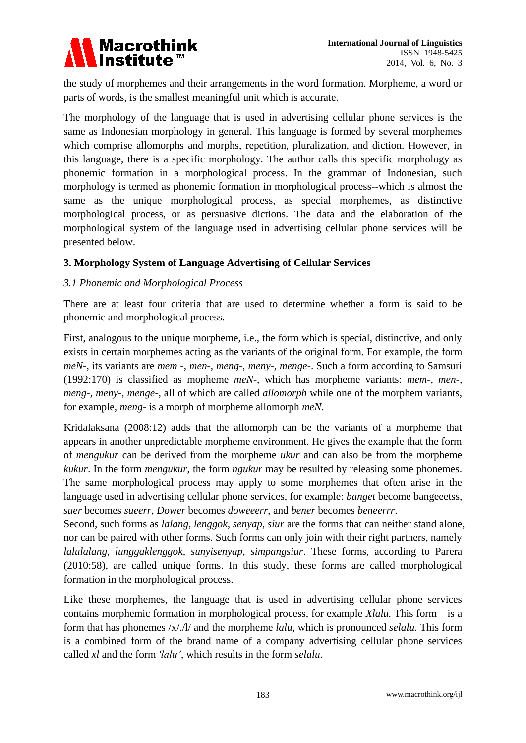the study of morphemes and their arrangements in the word formation. Morpheme, a word or parts of words, is the smallest meaningful unit which is accurate.

The morphology of the language that is used in advertising cellular phone services is the same as Indonesian morphology in general. This language is formed by several morphemes which comprise allomorphs and morphs, repetition, pluralization, and diction. However, in this language, there is a specific morphology. The author calls this specific morphology as phonemic formation in a morphological process. In the grammar of Indonesian, such morphology is termed as phonemic formation in morphological process--which is almost the same as the unique morphological process, as special morphemes, as distinctive morphological process, or as persuasive dictions. The data and the elaboration of the morphological system of the language used in advertising cellular phone services will be presented below.

### 3. Morphology System of Language Advertising of Cellular Services

#### *3.1 Phonemic and Morphological Process*

There are at least four criteria that are used to determine whether a form is said to be phonemic and morphological process.

First, analogous to the unique morpheme, i.e., the form which is special, distinctive, and only exists in certain morphemes acting as the variants of the original form. For example, the form *meN-*, its variants are *mem -*, *men-*, *meng-*, *meny-*, *menge-*. Such a form according to Samsuri (1992:170) is classified as mopheme *meN-*, which has morpheme variants: *mem-*, *men-*, *meng-*, *meny-*, *menge-*, all of which are called *allomorph* while one of the morphem variants, for example, *meng-* is a morph of morpheme allomorph *meN*.

Kridalaksana (2008:12) adds that the allomorph can be the variants of a morpheme that appears in another unpredictable morpheme environment. He gives the example that the form of *mengukur* can be derived from the morpheme *ukur* and can also be from the morpheme *kukur*. In the form *mengukur*, the form *ngukur* may be resulted by releasing some phonemes. The same morphological process may apply to some morphemes that often arise in the language used in advertising cellular phone services, for example: *banget* become bangeeetss, *suer* becomes *sueerr*, *Dower* becomes *doweeerr*, and *bener* becomes *beneerrr*.

Second, such forms as *lalang, lenggok, senyap, siur* are the forms that can neither stand alone, nor can be paired with other forms. Such forms can only join with their right partners, namely *lalulalang, lunggaklenggok, sunyisenyap, simpangsiur*. These forms, according to Parera (2010:58), are called unique forms. In this study, these forms are called morphological formation in the morphological process.

Like these morphemes, the language that is used in advertising cellular phone services contains morphemic formation in morphological process, for example *Xlalu.* This form is a form that has phonemes /x/./l/ and the morpheme *lalu*, which is pronounced *selalu.* This form is a combined form of the brand name of a company advertising cellular phone services called *xl* and the form *'lalu'*, which results in the form *selalu*.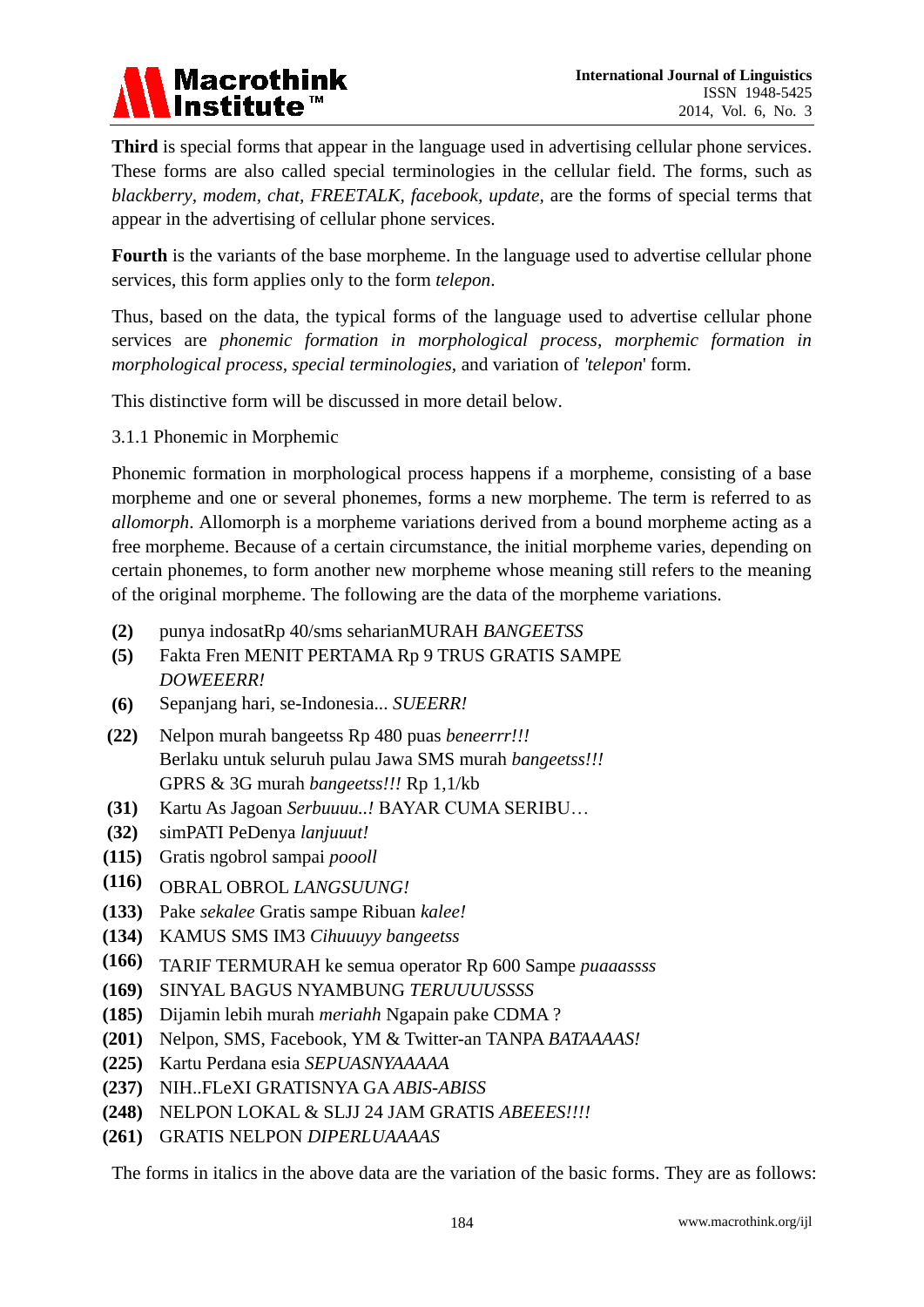**Third** is special forms that appear in the language used in advertising cellular phone services. These forms are also called special terminologies in the cellular field. The forms, such as *blackberry, modem, chat, FREETALK, facebook, update,* are the forms of special terms that appear in the advertising of cellular phone services.

**Fourth** is the variants of the base morpheme. In the language used to advertise cellular phone services, this form applies only to the form *telepon*.

Thus, based on the data, the typical forms of the language used to advertise cellular phone services are *phonemic formation in morphological process, morphemic formation in morphological process, special terminologies,* and variation of *'telepon'* form.

This distinctive form will be discussed in more detail below.

3.1.1 Phonemic in Morphemic

Phonemic formation in morphological process happens if a morpheme, consisting of a base morpheme and one or several phonemes, forms a new morpheme. The term is referred to as *allomorph*. Allomorph is a morpheme variations derived from a bound morpheme acting as a free morpheme. Because of a certain circumstance, the initial morpheme varies, depending on certain phonemes, to form another new morpheme whose meaning still refers to the meaning of the original morpheme. The following are the data of the morpheme variations.

**(2)** punya indosatRp 40/sms seharianMURAH *BANGEETSS*

**(5)** Fakta Fren MENIT PERTAMA Rp 9 TRUS GRATIS SAMPE *DOWEEERR!*

**(6)** Sepanjang hari, se-Indonesia... *SUEERR!*

**(22)** Nelpon murah bangeetss Rp 480 puas *beneerrr!!!*
Berlaku untuk seluruh pulau Jawa SMS murah *bangeetss!!!*
GPRS & 3G murah *bangeetss!!!* Rp 1,1/kb

**(31)** Kartu As Jagoan *Serbuuuu..!* BAYAR CUMA SERIBU…

**(32)** simPATI PeDenya *lanjuuut!*

**(115)** Gratis ngobrol sampai *poooll*

**(116)** OBRAL OBROL *LANGSUUNG!*

**(133)** Pake *sekalee* Gratis sampe Ribuan *kalee!*

**(134)** KAMUS SMS IM3 *Cihuuuyy bangeetss*

**(166)** TARIF TERMURAH ke semua operator Rp 600 Sampe *puaaassss*

**(169)** SINYAL BAGUS NYAMBUNG *TERUUUUSSSS*

**(185)** Dijamin lebih murah *meriahh* Ngapain pake CDMA ?

**(201)** Nelpon, SMS, Facebook, YM & Twitter-an TANPA *BATAAAAS!*

**(225)** Kartu Perdana esia *SEPUASNYAAAAA*

**(237)** NIH..FLeXI GRATISNYA GA *ABIS-ABISS*

**(248)** NELPON LOKAL & SLJJ 24 JAM GRATIS *ABEEES!!!!*

**(261)** GRATIS NELPON *DIPERLUAAAAS*

The forms in italics in the above data are the variation of the basic forms. They are as follows: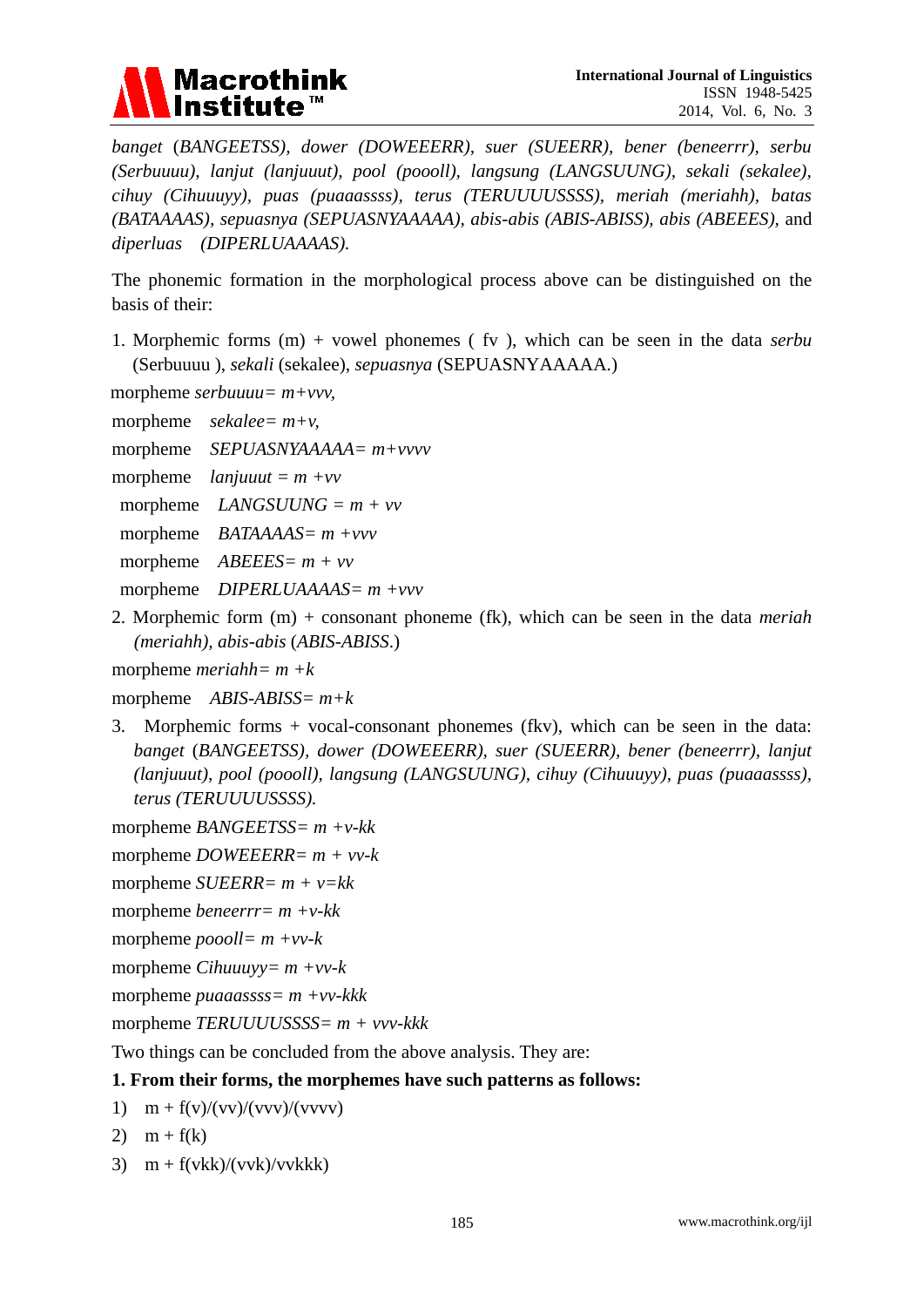*banget* (*BANGEETSS*), *dower (DOWEEERR)*, *suer (SUEERR)*, *bener (beneerrr)*, *serbu (Serbuuuu)*, *lanjut (lanjuuut)*, *pool (pooolI)*, *langsung (LANGSUUNG)*, *sekali (sekalee)*, *cihuy (Cihuuuyy)*, *puas (puaaassss)*, *terus (TERUUUUSSSS)*, *meriah (meriahh)*, *batas (BATAAAAS)*, *sepuasnya (SEPUASNYAAAAA)*, *abis-abis (ABIS-ABISS)*, *abis (ABEEES)*, and *diperluas (DIPERLUAAAAS)*.

The phonemic formation in the morphological process above can be distinguished on the basis of their:

1. Morphemic forms (m) + vowel phonemes ( fv ), which can be seen in the data *serbu* (Serbuuuu ), *sekali* (sekalee), *sepuasnya* (SEPUASNYAAAAA.)

morpheme *serbuuuu= m+vvv,*

morpheme *sekalee= m+v,*

morpheme *SEPUASNYAAAAA= m+vvvv*

morpheme *lanjuuut = m +vv*

morpheme *LANGSUUNG = m + vv*

morpheme *BATAAAAS= m +vvv*

morpheme *ABEEES= m + vv*

morpheme *DIPERLUAAAAS= m +vvv*

2. Morphemic form (m) + consonant phoneme (fk), which can be seen in the data *meriah (meriahh)*, *abis-abis* (*ABIS-ABISS*.)

morpheme *meriahh= m +k*

morpheme *ABIS-ABISS= m+k*

3. Morphemic forms + vocal-consonant phonemes (fkv), which can be seen in the data: *banget* (*BANGEETSS*), *dower (DOWEEERR)*, *suer (SUEERR)*, *bener (beneerrr)*, *lanjut (lanjuuut)*, *pool (pooolI)*, *langsung (LANGSUUNG)*, *cihuy (Cihuuuyy)*, *puas (puaaassss)*, *terus (TERUUUUSSSS)*.

morpheme *BANGEETSS= m +v-kk*

morpheme *DOWEEERR= m + vv-k*

morpheme *SUEERR= m + v=kk*

morpheme *beneerrr= m +v-kk*

morpheme *pooolI= m +vv-k*

morpheme *Cihuuuyy= m +vv-k*

morpheme *puaaassss= m +vv-kkk*

morpheme *TERUUUUSSSS= m + vvv-kkk*

Two things can be concluded from the above analysis. They are:

**1. From their forms, the morphemes have such patterns as follows:**

1) m + f(v)/(vv)/(vvv)/(vvvv)
2) m + f(k)
3) m + f(vkk)/(vvk)/vvkkk)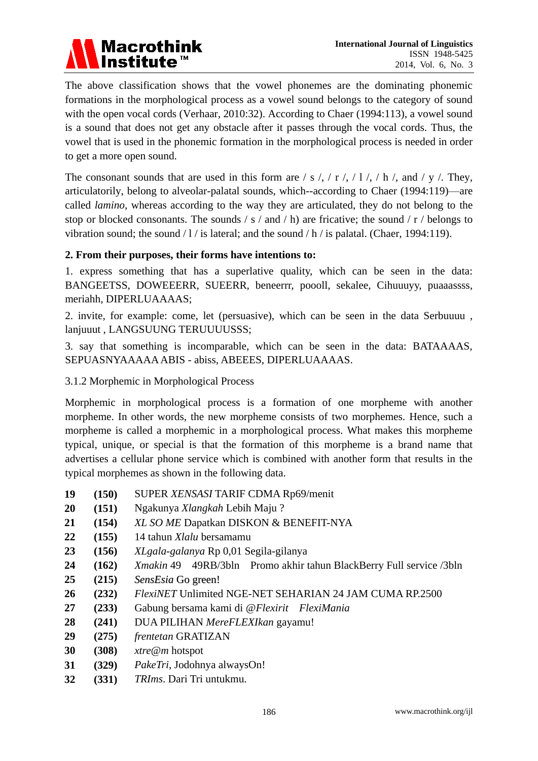The above classification shows that the vowel phonemes are the dominating phonemic formations in the morphological process as a vowel sound belongs to the category of sound with the open vocal cords (Verhaar, 2010:32). According to Chaer (1994:113), a vowel sound is a sound that does not get any obstacle after it passes through the vocal cords. Thus, the vowel that is used in the phonemic formation in the morphological process is needed in order to get a more open sound.

The consonant sounds that are used in this form are / s /, / r /, / l /, / h /, and / y /. They, articulatorily, belong to alveolar-palatal sounds, which--according to Chaer (1994:119)—are called *lamino*, whereas according to the way they are articulated, they do not belong to the stop or blocked consonants. The sounds / s / and / h) are fricative; the sound / r / belongs to vibration sound; the sound / l / is lateral; and the sound / h / is palatal. (Chaer, 1994:119).

**2. From their purposes, their forms have intentions to:**

1. express something that has a superlative quality, which can be seen in the data: BANGEETSS, DOWEEERR, SUEERR, beneerrr, poooll, sekalee, Cihuuuyy, puaaassss, meriahh, DIPERLUAAAAS;

2. invite, for example: come, let (persuasive), which can be seen in the data Serbuuuu , lanjuuut , LANGSUUNG TERUUUUSSS;

3. say that something is incomparable, which can be seen in the data: BATAAAAS, SEPUASNYAAAAA ABIS - abiss, ABEEES, DIPERLUAAAAS.

3.1.2 Morphemic in Morphological Process

Morphemic in morphological process is a formation of one morpheme with another morpheme. In other words, the new morpheme consists of two morphemes. Hence, such a morpheme is called a morphemic in a morphological process. What makes this morpheme typical, unique, or special is that the formation of this morpheme is a brand name that advertises a cellular phone service which is combined with another form that results in the typical morphemes as shown in the following data.

| | | |
|---|---|---|
| **19** | **(150)** | SUPER *XENSASI* TARIF CDMA Rp69/menit |
| **20** | **(151)** | Ngakunya *Xlangkah* Lebih Maju ? |
| **21** | **(154)** | *XL SO ME* Dapatkan DISKON & BENEFIT-NYA |
| **22** | **(155)** | 14 tahun *Xlalu* bersamamu |
| **23** | **(156)** | *XLgala-galanya* Rp 0,01 Segila-gilanya |
| **24** | **(162)** | *Xmakin* 49 49RB/3bln Promo akhir tahun BlackBerry Full service /3bln |
| **25** | **(215)** | *SensEsia* Go green! |
| **26** | **(232)** | *FlexiNET* Unlimited NGE-NET SEHARIAN 24 JAM CUMA RP.2500 |
| **27** | **(233)** | Gabung bersama kami di *@Flexirit FlexiMania* |
| **28** | **(241)** | DUA PILIHAN *MereFLEXIkan* gayamu! |
| **29** | **(275)** | *frentetan* GRATIZAN |
| **30** | **(308)** | *xtre@m* hotspot |
| **31** | **(329)** | *PakeTri*, Jodohnya alwaysOn! |
| **32** | **(331)** | *TRIms*. Dari Tri untukmu. |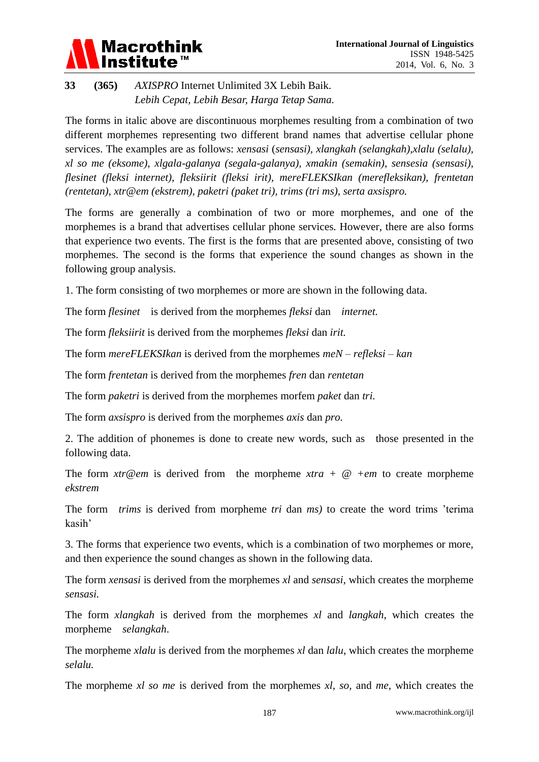**33** **(365)** *AXISPRO* Internet Unlimited 3X Lebih Baik.
*Lebih Cepat, Lebih Besar, Harga Tetap Sama.*

The forms in italic above are discontinuous morphemes resulting from a combination of two different morphemes representing two different brand names that advertise cellular phone services. The examples are as follows: *xensasi* (*sensasi), xlangkah (selangkah),xlalu (selalu), xl so me (eksome), xlgala-galanya (segala-galanya), xmakin (semakin), sensesia (sensasi), flesinet (fleksi internet), fleksiirit (fleksi irit), mereFLEKSIkan (merefleksikan), frentetan (rentetan), xtr@em (ekstrem), paketri (paket tri), trims (tri ms), serta axsispro.*

The forms are generally a combination of two or more morphemes, and one of the morphemes is a brand that advertises cellular phone services. However, there are also forms that experience two events. The first is the forms that are presented above, consisting of two morphemes. The second is the forms that experience the sound changes as shown in the following group analysis.

1. The form consisting of two morphemes or more are shown in the following data.

The form *flesinet* is derived from the morphemes *fleksi* dan *internet.*

The form *fleksiirit* is derived from the morphemes *fleksi* dan *irit.*

The form *mereFLEKSIkan* is derived from the morphemes *meN – refleksi – kan*

The form *frentetan* is derived from the morphemes *fren* dan *rentetan*

The form *paketri* is derived from the morphemes morfem *paket* dan *tri.*

The form *axsispro* is derived from the morphemes *axis* dan *pro.*

2. The addition of phonemes is done to create new words, such as those presented in the following data.

The form *xtr@em* is derived from the morpheme *xtra + @ +em* to create morpheme *ekstrem*

The form *trims* is derived from morpheme *tri* dan *ms)* to create the word trims 'terima kasih'

3. The forms that experience two events, which is a combination of two morphemes or more, and then experience the sound changes as shown in the following data.

The form *xensasi* is derived from the morphemes *xl* and *sensasi*, which creates the morpheme *sensasi*.

The form *xlangkah* is derived from the morphemes *xl* and *langkah*, which creates the morpheme *selangkah*.

The morpheme *xlalu* is derived from the morphemes *xl* dan *lalu*, which creates the morpheme *selalu.*

The morpheme *xl so me* is derived from the morphemes *xl, so,* and *me*, which creates the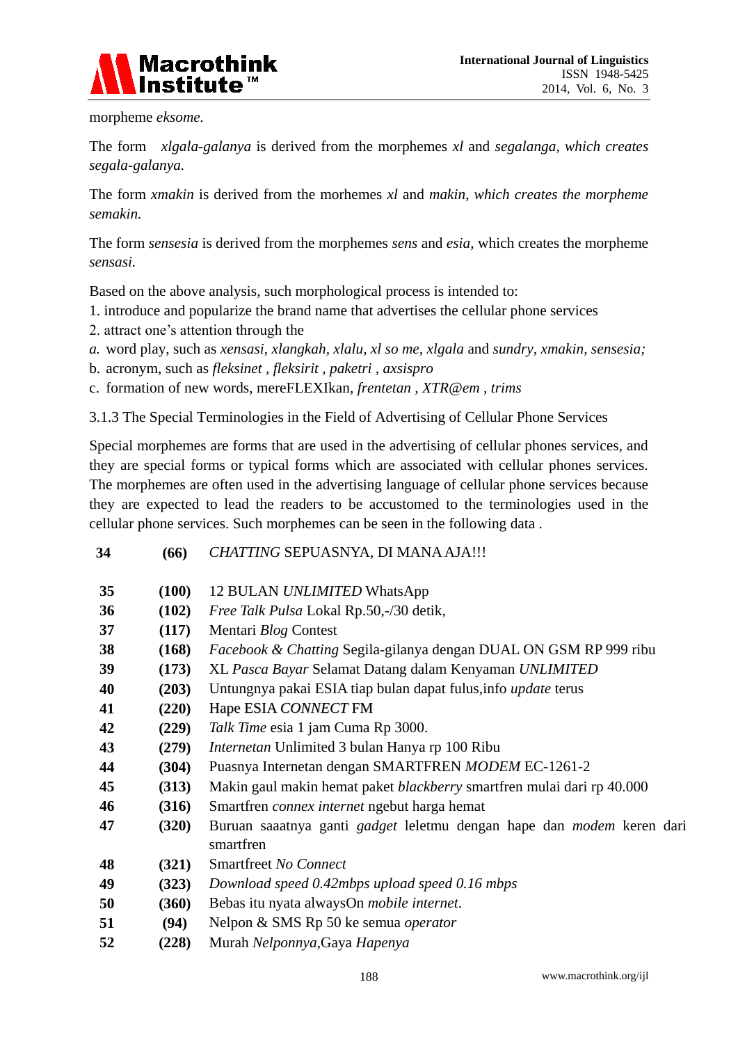morpheme *eksome.*

The form *xlgala-galanya* is derived from the morphemes *xl* and *segalanga, which creates segala-galanya.*

The form *xmakin* is derived from the morhemes *xl* and *makin, which creates the morpheme semakin.*

The form *sensesia* is derived from the morphemes *sens* and *esia,* which creates the morpheme *sensasi.*

Based on the above analysis, such morphological process is intended to:

1. introduce and popularize the brand name that advertises the cellular phone services
2. attract one's attention through the

*a.* word play, such as *xensasi, xlangkah, xlalu, xl so me, xlgala* and *sundry, xmakin, sensesia;*

b. acronym, such as *fleksinet , fleksirit , paketri , axsispro*

c. formation of new words, mereFLEXIkan, *frentetan , XTR@em , trims*

3.1.3 The Special Terminologies in the Field of Advertising of Cellular Phone Services

Special morphemes are forms that are used in the advertising of cellular phones services, and they are special forms or typical forms which are associated with cellular phones services. The morphemes are often used in the advertising language of cellular phone services because they are expected to lead the readers to be accustomed to the terminologies used in the cellular phone services. Such morphemes can be seen in the following data .

| | | |
|---|---|---|
| **34** | **(66)** | *CHATTING* SEPUASNYA, DI MANA AJA!!! |
| **35** | **(100)** | 12 BULAN *UNLIMITED* WhatsApp |
| **36** | **(102)** | *Free Talk Pulsa* Lokal Rp.50,-/30 detik, |
| **37** | **(117)** | Mentari *Blog* Contest |
| **38** | **(168)** | *Facebook & Chatting* Segila-gilanya dengan DUAL ON GSM RP 999 ribu |
| **39** | **(173)** | XL *Pasca Bayar* Selamat Datang dalam Kenyaman *UNLIMITED* |
| **40** | **(203)** | Untungnya pakai ESIA tiap bulan dapat fulus,info *update* terus |
| **41** | **(220)** | Hape ESIA *CONNECT* FM |
| **42** | **(229)** | *Talk Time* esia 1 jam Cuma Rp 3000. |
| **43** | **(279)** | *Internetan* Unlimited 3 bulan Hanya rp 100 Ribu |
| **44** | **(304)** | Puasnya Internetan dengan SMARTFREN *MODEM* EC-1261-2 |
| **45** | **(313)** | Makin gaul makin hemat paket *blackberry* smartfren mulai dari rp 40.000 |
| **46** | **(316)** | Smartfren *connex internet* ngebut harga hemat |
| **47** | **(320)** | Buruan saaatnya ganti *gadget* leletmu dengan hape dan *modem* keren dari smartfren |
| **48** | **(321)** | Smartfreet *No Connect* |
| **49** | **(323)** | *Download speed 0.42mbps upload speed 0.16 mbps* |
| **50** | **(360)** | Bebas itu nyata alwaysOn *mobile internet*. |
| **51** | **(94)** | Nelpon & SMS Rp 50 ke semua *operator* |
| **52** | **(228)** | Murah *Nelponnya*,Gaya *Hapenya* |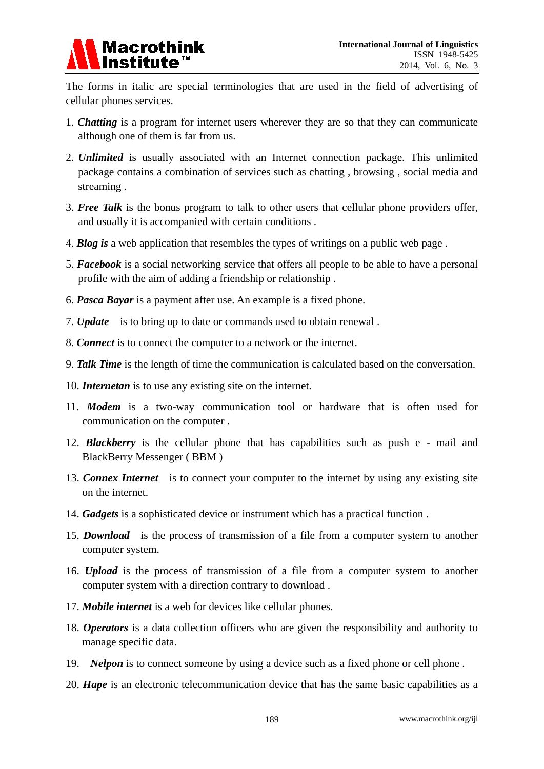The forms in italic are special terminologies that are used in the field of advertising of cellular phones services.

1. ***Chatting*** is a program for internet users wherever they are so that they can communicate although one of them is far from us.
2. ***Unlimited*** is usually associated with an Internet connection package. This unlimited package contains a combination of services such as chatting , browsing , social media and streaming .
3. ***Free Talk*** is the bonus program to talk to other users that cellular phone providers offer, and usually it is accompanied with certain conditions .
4. ***Blog is*** a web application that resembles the types of writings on a public web page .
5. ***Facebook*** is a social networking service that offers all people to be able to have a personal profile with the aim of adding a friendship or relationship .
6. ***Pasca Bayar*** is a payment after use. An example is a fixed phone.
7. ***Update*** is to bring up to date or commands used to obtain renewal .
8. ***Connect*** is to connect the computer to a network or the internet.
9. ***Talk Time*** is the length of time the communication is calculated based on the conversation.
10. ***Internetan*** is to use any existing site on the internet.
11. ***Modem*** is a two-way communication tool or hardware that is often used for communication on the computer .
12. ***Blackberry*** is the cellular phone that has capabilities such as push e - mail and BlackBerry Messenger ( BBM )
13. ***Connex Internet*** is to connect your computer to the internet by using any existing site on the internet.
14. ***Gadgets*** is a sophisticated device or instrument which has a practical function .
15. ***Download*** is the process of transmission of a file from a computer system to another computer system.
16. ***Upload*** is the process of transmission of a file from a computer system to another computer system with a direction contrary to download .
17. ***Mobile internet*** is a web for devices like cellular phones.
18. ***Operators*** is a data collection officers who are given the responsibility and authority to manage specific data.
19. ***Nelpon*** is to connect someone by using a device such as a fixed phone or cell phone .
20. ***Hape*** is an electronic telecommunication device that has the same basic capabilities as a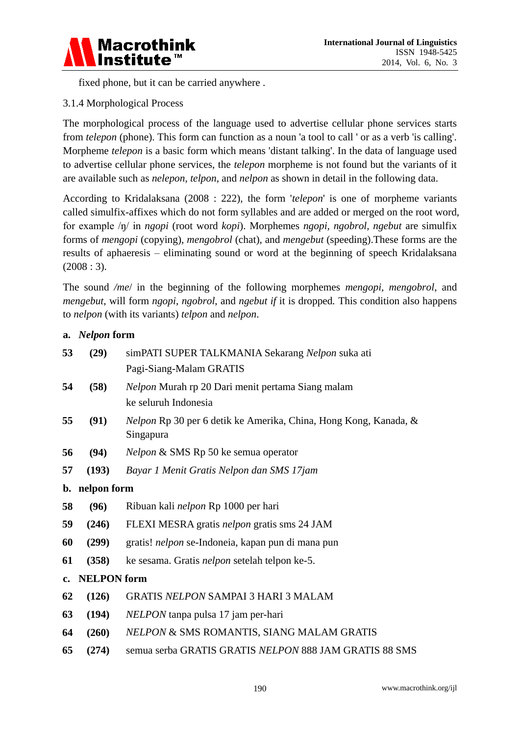fixed phone, but it can be carried anywhere .

### 3.1.4 Morphological Process

The morphological process of the language used to advertise cellular phone services starts from *telepon* (phone). This form can function as a noun 'a tool to call ' or as a verb 'is calling'. Morpheme *telepon* is a basic form which means 'distant talking'. In the data of language used to advertise cellular phone services, the *telepon* morpheme is not found but the variants of it are available such as *nelepon*, *telpon*, and *nelpon* as shown in detail in the following data.

According to Kridalaksana (2008 : 222), the form '*telepon*' is one of morpheme variants called simulfix-affixes which do not form syllables and are added or merged on the root word, for example /ŋ/ in *ngopi* (root word *kopi*). Morphemes *ngopi, ngobrol, ngebut* are simulfix forms of *mengopi* (copying), *mengobrol* (chat), and *mengebut* (speeding).These forms are the results of aphaeresis – eliminating sound or word at the beginning of speech Kridalaksana (2008 : 3).

The sound */me*/ in the beginning of the following morphemes *mengopi*, *mengobrol*, and *mengebut*, will form *ngopi*, *ngobrol*, and *ngebut if* it is dropped. This condition also happens to *nelpon* (with its variants) *telpon* and *nelpon*.

**a. *Nelpon* form**

| | | |
|---|---|---|
| **53** | **(29)** | simPATI SUPER TALKMANIA Sekarang *Nelpon* suka ati Pagi-Siang-Malam GRATIS |
| **54** | **(58)** | *Nelpon* Murah rp 20 Dari menit pertama Siang malam ke seluruh Indonesia |
| **55** | **(91)** | *Nelpon* Rp 30 per 6 detik ke Amerika, China, Hong Kong, Kanada, & Singapura |
| **56** | **(94)** | *Nelpon* & SMS Rp 50 ke semua operator |
| **57** | **(193)** | *Bayar 1 Menit Gratis Nelpon dan SMS 17jam* |

**b. nelpon form**

| | | |
|---|---|---|
| **58** | **(96)** | Ribuan kali *nelpon* Rp 1000 per hari |
| **59** | **(246)** | FLEXI MESRA gratis *nelpon* gratis sms 24 JAM |
| **60** | **(299)** | gratis! *nelpon* se-Indoneia, kapan pun di mana pun |
| **61** | **(358)** | ke sesama. Gratis *nelpon* setelah telpon ke-5. |

**c. NELPON form**

| | | |
|---|---|---|
| **62** | **(126)** | GRATIS *NELPON* SAMPAI 3 HARI 3 MALAM |
| **63** | **(194)** | *NELPON* tanpa pulsa 17 jam per-hari |
| **64** | **(260)** | *NELPON* & SMS ROMANTIS, SIANG MALAM GRATIS |
| **65** | **(274)** | semua serba GRATIS GRATIS *NELPON* 888 JAM GRATIS 88 SMS |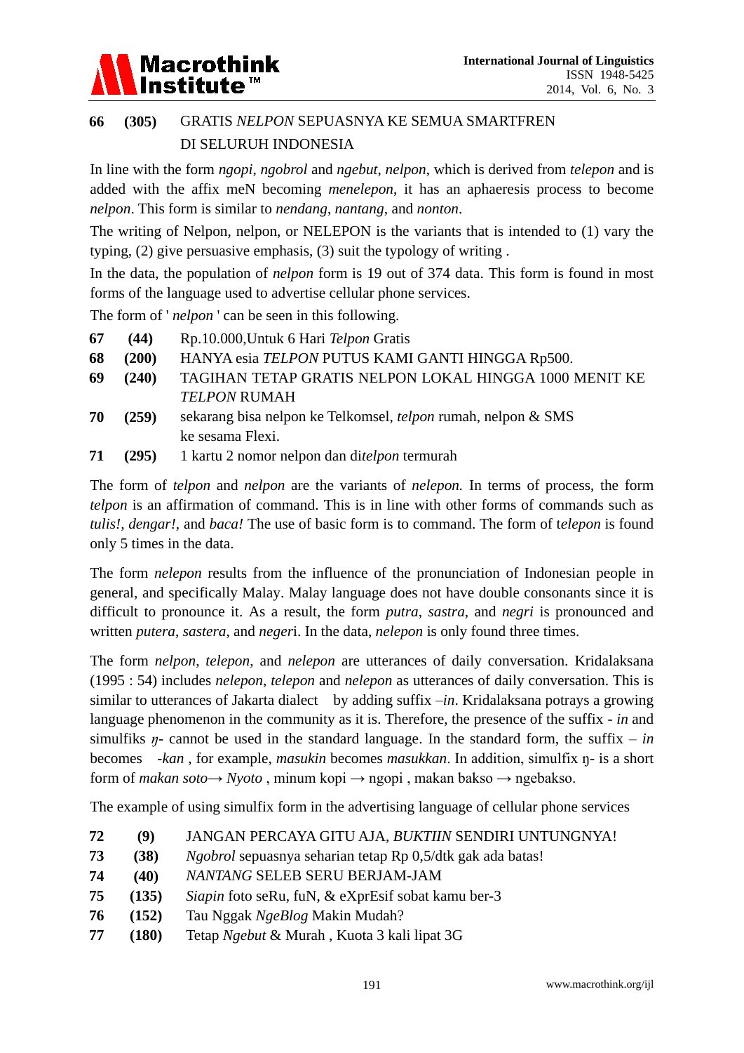**66** **(305)** GRATIS *NELPON* SEPUASNYA KE SEMUA SMARTFREN DI SELURUH INDONESIA

In line with the form *ngopi*, *ngobrol* and *ngebut*, *nelpon*, which is derived from *telepon* and is added with the affix meN becoming *menelepon*, it has an aphaeresis process to become *nelpon*. This form is similar to *nendang*, *nantang*, and *nonton*.

The writing of Nelpon, nelpon, or NELEPON is the variants that is intended to (1) vary the typing, (2) give persuasive emphasis, (3) suit the typology of writing .

In the data, the population of *nelpon* form is 19 out of 374 data. This form is found in most forms of the language used to advertise cellular phone services.

The form of ' *nelpon* ' can be seen in this following.

**67** **(44)** Rp.10.000,Untuk 6 Hari *Telpon* Gratis

**68** **(200)** HANYA esia *TELPON* PUTUS KAMI GANTI HINGGA Rp500.

**69** **(240)** TAGIHAN TETAP GRATIS NELPON LOKAL HINGGA 1000 MENIT KE *TELPON* RUMAH

**70** **(259)** sekarang bisa nelpon ke Telkomsel, *telpon* rumah, nelpon & SMS ke sesama Flexi.

**71** **(295)** 1 kartu 2 nomor nelpon dan di*telpon* termurah

The form of *telpon* and *nelpon* are the variants of *nelepon.* In terms of process, the form *telpon* is an affirmation of command. This is in line with other forms of commands such as *tulis!*, *dengar!*, and *baca!* The use of basic form is to command. The form of t*elepon* is found only 5 times in the data.

The form *nelepon* results from the influence of the pronunciation of Indonesian people in general, and specifically Malay. Malay language does not have double consonants since it is difficult to pronounce it. As a result, the form *putra*, *sastra*, and *negri* is pronounced and written *putera*, *sastera*, and *neger*i. In the data, *nelepon* is only found three times.

The form *nelpon*, *telepon*, and *nelepon* are utterances of daily conversation. Kridalaksana (1995 : 54) includes *nelpon*, *telepon* and *nelpon* as utterances of daily conversation. This is similar to utterances of Jakarta dialect by adding suffix *–in*. Kridalaksana potrays a growing language phenomenon in the community as it is. Therefore, the presence of the suffix - *in* and simulfiks *ŋ-* cannot be used in the standard language. In the standard form, the suffix – *in* becomes *-kan* , for example, *masukin* becomes *masukkan*. In addition, simulfix ŋ- is a short form of *makan soto*→ *Nyoto* , minum kopi → ngopi , makan bakso → ngebakso.

The example of using simulfix form in the advertising language of cellular phone services

**72** **(9)** JANGAN PERCAYA GITU AJA, *BUKTIIN* SENDIRI UNTUNGNYA!

**73** **(38)** *Ngobrol* sepuasnya seharian tetap Rp 0,5/dtk gak ada batas!

**74** **(40)** *NANTANG* SELEB SERU BERJAM-JAM

**75** **(135)** *Siapin* foto seRu, fuN, & eXprEsif sobat kamu ber-3

**76** **(152)** Tau Nggak *NgeBlog* Makin Mudah?

**77** **(180)** Tetap *Ngebut* & Murah , Kuota 3 kali lipat 3G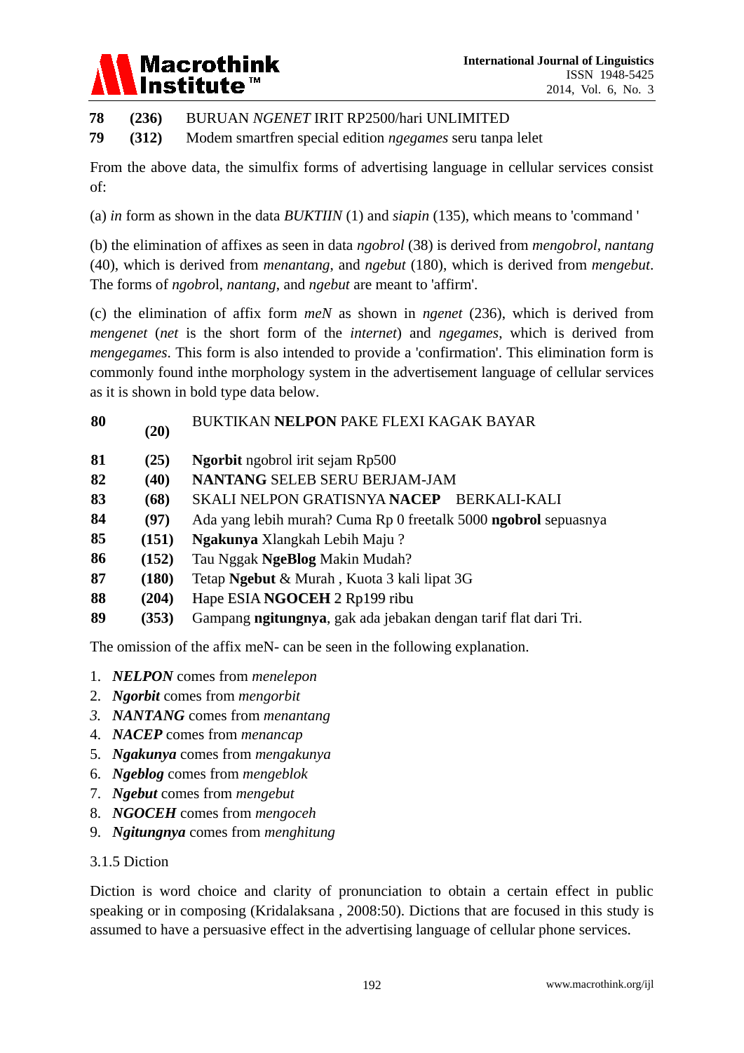**78** **(236)** BURUAN *NGENET* IRIT RP2500/hari UNLIMITED

**79** **(312)** Modem smartfren special edition *ngegames* seru tanpa lelet

From the above data, the simulfix forms of advertising language in cellular services consist of:

(a) *in* form as shown in the data *BUKTIIN* (1) and *siapin* (135), which means to 'command '

(b) the elimination of affixes as seen in data *ngobrol* (38) is derived from *mengobrol*, *nantang* (40), which is derived from *menantang*, and *ngebut* (180), which is derived from *mengebut*. The forms of *ngobro*l, *nantang*, and *ngebut* are meant to 'affirm'.

(c) the elimination of affix form *meN* as shown in *ngenet* (236), which is derived from *mengenet* (*net* is the short form of the *internet*) and *ngegames*, which is derived from *mengegames*. This form is also intended to provide a 'confirmation'. This elimination form is commonly found inthe morphology system in the advertisement language of cellular services as it is shown in bold type data below.

| | | |
|---|---|---|
| **80** | **(20)** | BUKTIKAN **NELPON** PAKE FLEXI KAGAK BAYAR |
| **81** | **(25)** | **Ngorbit** ngobrol irit sejam Rp500 |
| **82** | **(40)** | **NANTANG** SELEB SERU BERJAM-JAM |
| **83** | **(68)** | SKALI NELPON GRATISNYA **NACEP** BERKALI-KALI |
| **84** | **(97)** | Ada yang lebih murah? Cuma Rp 0 freetalk 5000 **ngobrol** sepuasnya |
| **85** | **(151)** | **Ngakunya** Xlangkah Lebih Maju ? |
| **86** | **(152)** | Tau Nggak **NgeBlog** Makin Mudah? |
| **87** | **(180)** | Tetap **Ngebut** & Murah , Kuota 3 kali lipat 3G |
| **88** | **(204)** | Hape ESIA **NGOCEH** 2 Rp199 ribu |
| **89** | **(353)** | Gampang **ngitungnya**, gak ada jebakan dengan tarif flat dari Tri. |

The omission of the affix meN- can be seen in the following explanation.

1. ***NELPON*** comes from *menelepon*
2. ***Ngorbit*** comes from *mengorbit*
3. ***NANTANG*** comes from *menantang*
4. ***NACEP*** comes from *menancap*
5. ***Ngakunya*** comes from *mengakunya*
6. ***Ngeblog*** comes from *mengeblok*
7. ***Ngebut*** comes from *mengebut*
8. ***NGOCEH*** comes from *mengoceh*
9. ***Ngitungnya*** comes from *menghitung*

### 3.1.5 Diction

Diction is word choice and clarity of pronunciation to obtain a certain effect in public speaking or in composing (Kridalaksana , 2008:50). Dictions that are focused in this study is assumed to have a persuasive effect in the advertising language of cellular phone services.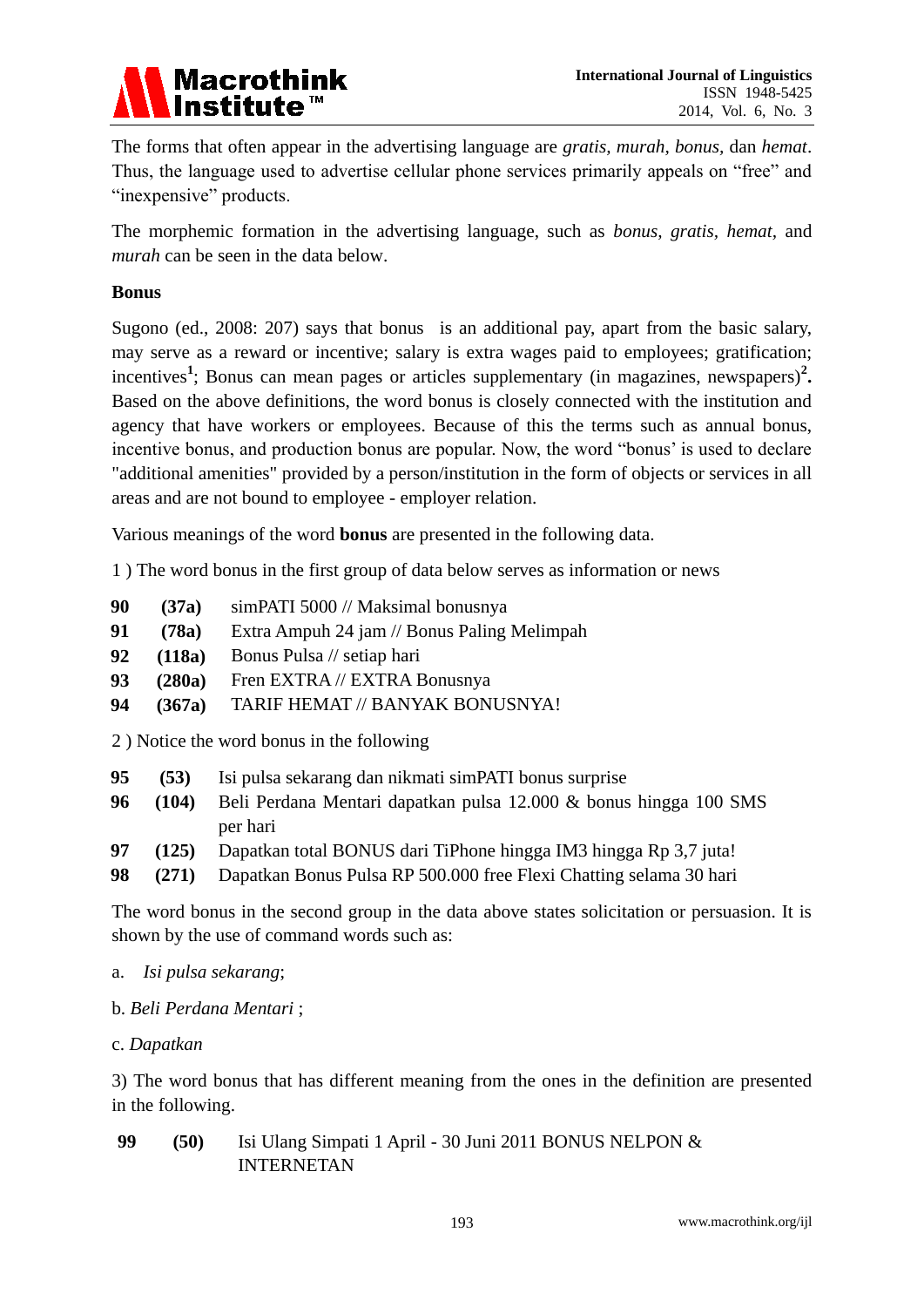The forms that often appear in the advertising language are *gratis*, *murah*, *bonus*, dan *hemat*. Thus, the language used to advertise cellular phone services primarily appeals on "free" and "inexpensive" products.

The morphemic formation in the advertising language, such as *bonus*, *gratis*, *hemat*, and *murah* can be seen in the data below.

**Bonus**

Sugono (ed., 2008: 207) says that bonus is an additional pay, apart from the basic salary, may serve as a reward or incentive; salary is extra wages paid to employees; gratification; incentives[1]; Bonus can mean pages or articles supplementary (in magazines, newspapers)[2]**.** Based on the above definitions, the word bonus is closely connected with the institution and agency that have workers or employees. Because of this the terms such as annual bonus, incentive bonus, and production bonus are popular. Now, the word "bonus' is used to declare "additional amenities" provided by a person/institution in the form of objects or services in all areas and are not bound to employee - employer relation.

Various meanings of the word **bonus** are presented in the following data.

1 ) The word bonus in the first group of data below serves as information or news

| | | |
|---|---|---|
| **90** | **(37a)** | simPATI 5000 // Maksimal bonusnya |
| **91** | **(78a)** | Extra Ampuh 24 jam // Bonus Paling Melimpah |
| **92** | **(118a)** | Bonus Pulsa // setiap hari |
| **93** | **(280a)** | Fren EXTRA // EXTRA Bonusnya |
| **94** | **(367a)** | TARIF HEMAT // BANYAK BONUSNYA! |

2 ) Notice the word bonus in the following

| | | |
|---|---|---|
| **95** | **(53)** | Isi pulsa sekarang dan nikmati simPATI bonus surprise |
| **96** | **(104)** | Beli Perdana Mentari dapatkan pulsa 12.000 & bonus hingga 100 SMS per hari |
| **97** | **(125)** | Dapatkan total BONUS dari TiPhone hingga IM3 hingga Rp 3,7 juta! |
| **98** | **(271)** | Dapatkan Bonus Pulsa RP 500.000 free Flexi Chatting selama 30 hari |

The word bonus in the second group in the data above states solicitation or persuasion. It is shown by the use of command words such as:

a. *Isi pulsa sekarang*;

b. *Beli Perdana Mentari* ;

c. *Dapatkan*

3) The word bonus that has different meaning from the ones in the definition are presented in the following.

| | | |
|---|---|---|
| **99** | **(50)** | Isi Ulang Simpati 1 April - 30 Juni 2011 BONUS NELPON & INTERNETAN |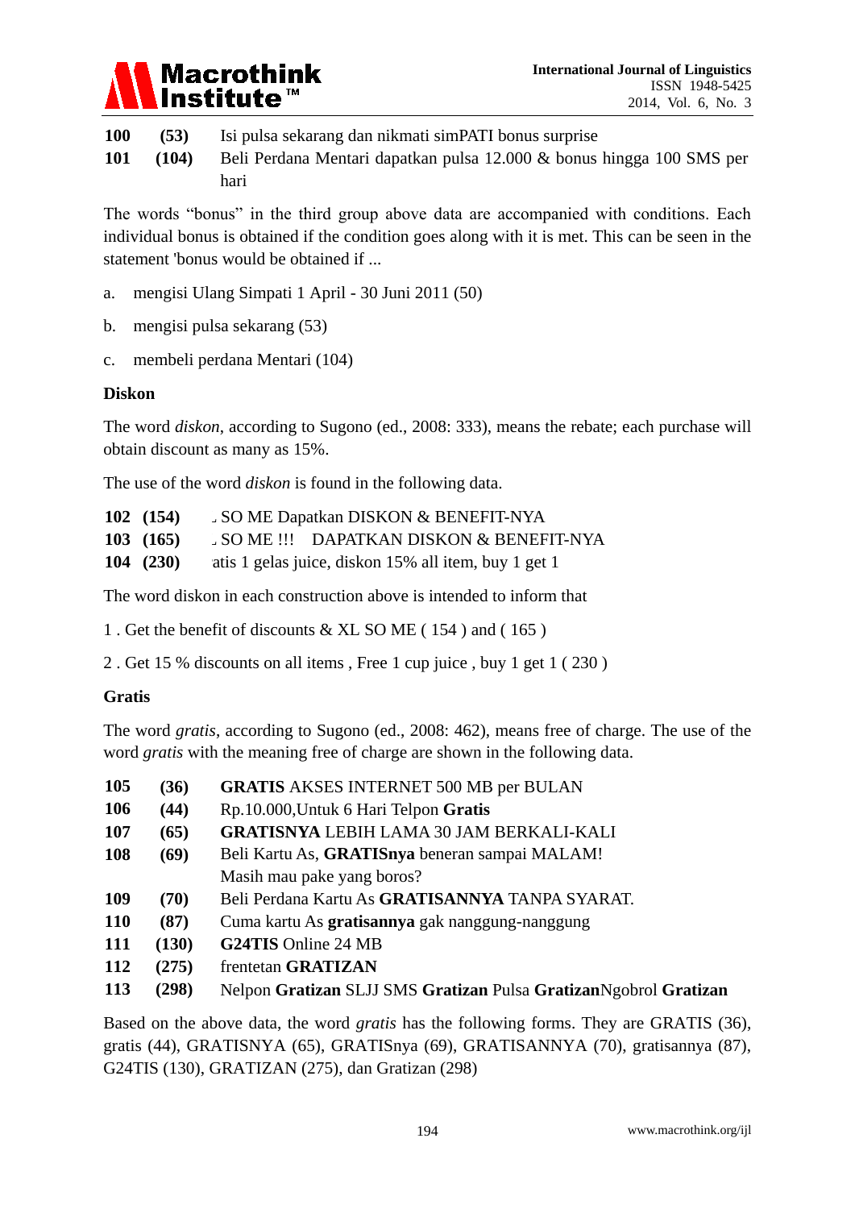**100** **(53)** Isi pulsa sekarang dan nikmati simPATI bonus surprise

**101** **(104)** Beli Perdana Mentari dapatkan pulsa 12.000 & bonus hingga 100 SMS per hari

The words “bonus” in the third group above data are accompanied with conditions. Each individual bonus is obtained if the condition goes along with it is met. This can be seen in the statement 'bonus would be obtained if ...

a. mengisi Ulang Simpati 1 April - 30 Juni 2011 (50)

b. mengisi pulsa sekarang (53)

c. membeli perdana Mentari (104)

**Diskon**

The word *diskon*, according to Sugono (ed., 2008: 333), means the rebate; each purchase will obtain discount as many as 15%.

The use of the word *diskon* is found in the following data.

**102** **(154)** ˛ SO ME Dapatkan DISKON & BENEFIT-NYA

**103** **(165)** ˛ SO ME !!! DAPATKAN DISKON & BENEFIT-NYA

**104** **(230)** atis 1 gelas juice, diskon 15% all item, buy 1 get 1

The word diskon in each construction above is intended to inform that

1 . Get the benefit of discounts & XL SO ME ( 154 ) and ( 165 )

2 . Get 15 % discounts on all items , Free 1 cup juice , buy 1 get 1 ( 230 )

**Gratis**

The word *gratis*, according to Sugono (ed., 2008: 462), means free of charge. The use of the word *gratis* with the meaning free of charge are shown in the following data.

**105** **(36)** **GRATIS** AKSES INTERNET 500 MB per BULAN

**106** **(44)** Rp.10.000,Untuk 6 Hari Telpon **Gratis**

**107** **(65)** **GRATISNYA** LEBIH LAMA 30 JAM BERKALI-KALI

**108** **(69)** Beli Kartu As, **GRATISnya** beneran sampai MALAM! Masih mau pake yang boros?

**109** **(70)** Beli Perdana Kartu As **GRATISANNYA** TANPA SYARAT.

**110** **(87)** Cuma kartu As **gratisannya** gak nanggung-nanggung

**111** **(130)** **G24TIS** Online 24 MB

**112** **(275)** frentetan **GRATIZAN**

**113** **(298)** Nelpon **Gratizan** SLJJ SMS **Gratizan** Pulsa **Gratizan**Ngobrol **Gratizan**

Based on the above data, the word *gratis* has the following forms. They are GRATIS (36), gratis (44), GRATISNYA (65), GRATISnya (69), GRATISANNYA (70), gratisannya (87), G24TIS (130), GRATIZAN (275), dan Gratizan (298)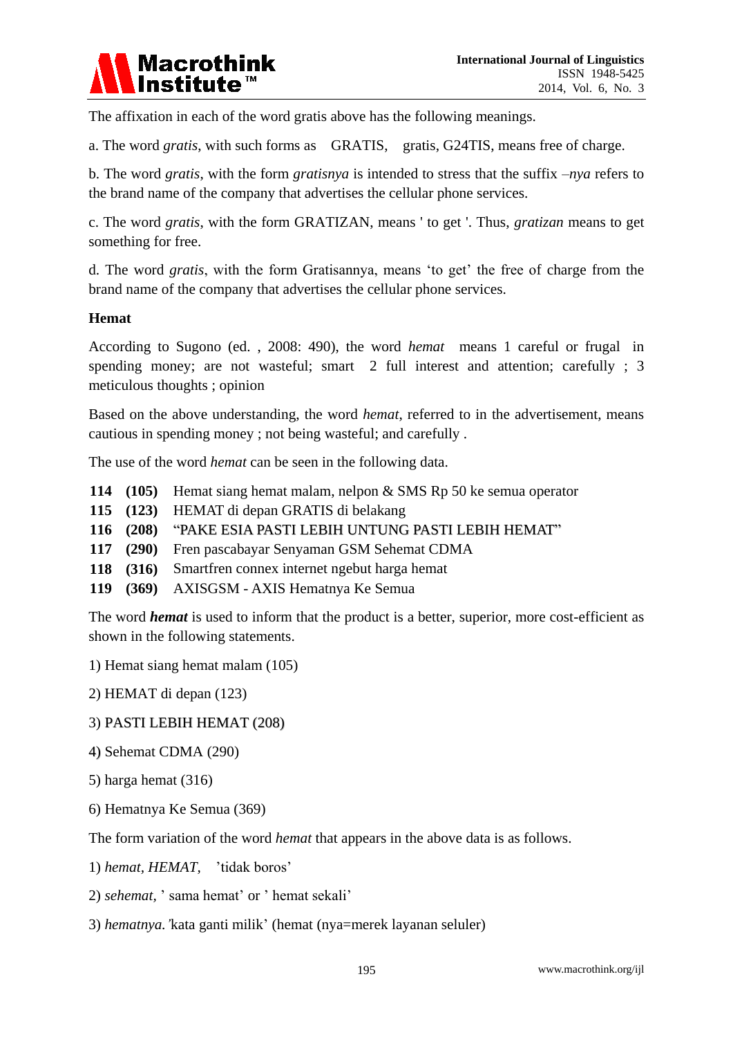The affixation in each of the word gratis above has the following meanings.

a. The word *gratis*, with such forms as GRATIS, gratis, G24TIS, means free of charge.

b. The word *gratis*, with the form *gratisnya* is intended to stress that the suffix *–nya* refers to the brand name of the company that advertises the cellular phone services.

c. The word *gratis*, with the form GRATIZAN, means ' to get '. Thus, *gratizan* means to get something for free.

d. The word *gratis*, with the form Gratisannya, means 'to get' the free of charge from the brand name of the company that advertises the cellular phone services.

**Hemat**

According to Sugono (ed. , 2008: 490), the word *hemat* means 1 careful or frugal in spending money; are not wasteful; smart 2 full interest and attention; carefully ; 3 meticulous thoughts ; opinion

Based on the above understanding, the word *hemat*, referred to in the advertisement, means cautious in spending money ; not being wasteful; and carefully .

The use of the word *hemat* can be seen in the following data.

**114** **(105)** Hemat siang hemat malam, nelpon & SMS Rp 50 ke semua operator
**115** **(123)** HEMAT di depan GRATIS di belakang
**116** **(208)** "PAKE ESIA PASTI LEBIH UNTUNG PASTI LEBIH HEMAT"
**117** **(290)** Fren pascabayar Senyaman GSM Sehemat CDMA
**118** **(316)** Smartfren connex internet ngebut harga hemat
**119** **(369)** AXISGSM - AXIS Hematnya Ke Semua

The word ***hemat*** is used to inform that the product is a better, superior, more cost-efficient as shown in the following statements.

1) Hemat siang hemat malam (105)

2) HEMAT di depan (123)

3) PASTI LEBIH HEMAT (208)

4) Sehemat CDMA (290)

5) harga hemat (316)

6) Hematnya Ke Semua (369)

The form variation of the word *hemat* that appears in the above data is as follows.

1) *hemat*, *HEMAT*, 'tidak boros'

2) *sehemat*, ' sama hemat' or ' hemat sekali'

3) *hematnya.'*kata ganti milik' (hemat (nya=merek layanan seluler)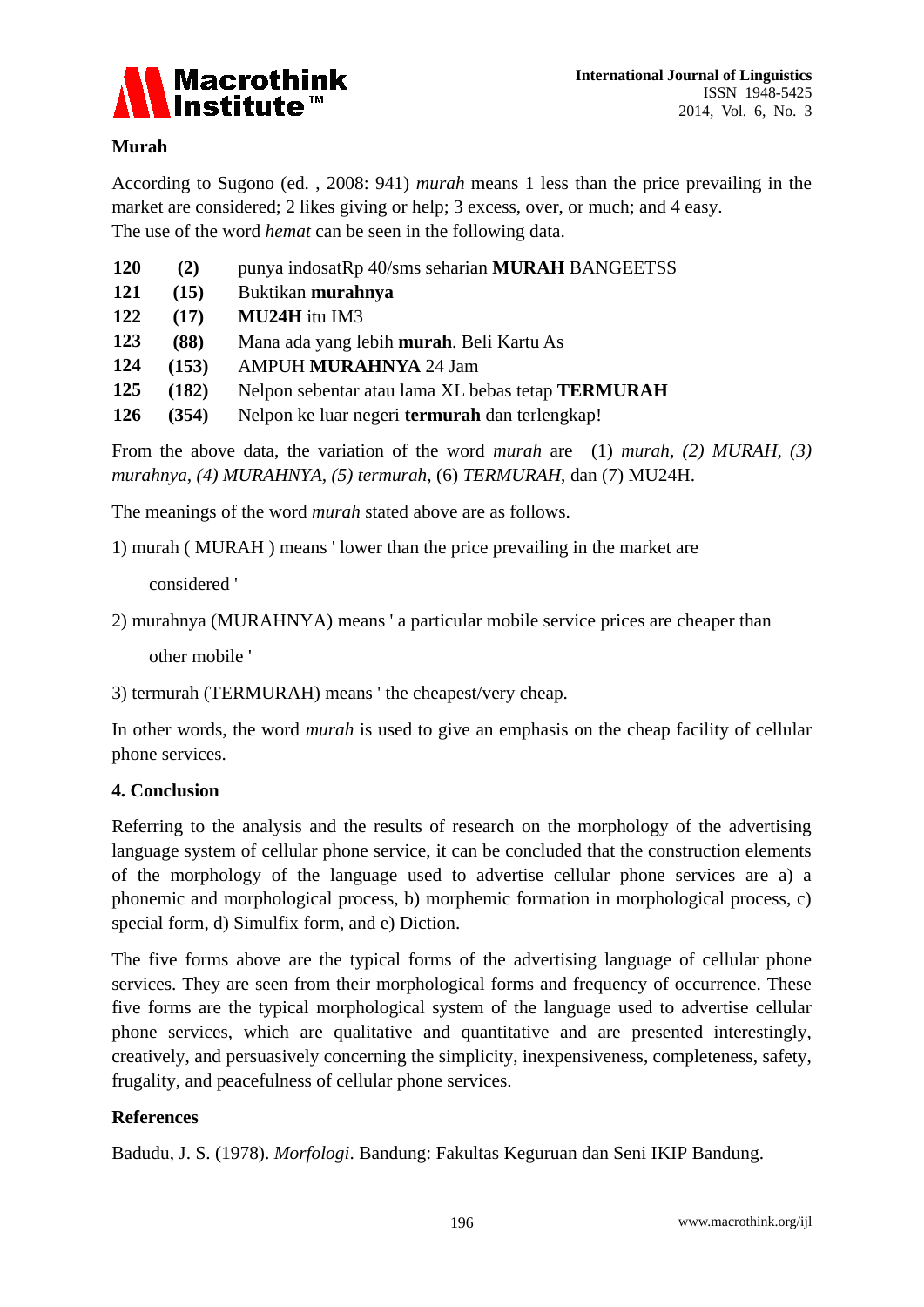**Murah**

According to Sugono (ed. , 2008: 941) *murah* means 1 less than the price prevailing in the market are considered; 2 likes giving or help; 3 excess, over, or much; and 4 easy.
The use of the word *hemat* can be seen in the following data.

| | | |
|---|---|---|
| **120** | **(2)** | punya indosatRp 40/sms seharian **MURAH** BANGEETSS |
| **121** | **(15)** | Buktikan **murahnya** |
| **122** | **(17)** | **MU24H** itu IM3 |
| **123** | **(88)** | Mana ada yang lebih **murah**. Beli Kartu As |
| **124** | **(153)** | AMPUH **MURAHNYA** 24 Jam |
| **125** | **(182)** | Nelpon sebentar atau lama XL bebas tetap **TERMURAH** |
| **126** | **(354)** | Nelpon ke luar negeri **termurah** dan terlengkap! |

From the above data, the variation of the word *murah* are (1) *murah, (2) MURAH, (3) murahnya, (4) MURAHNYA, (5) termurah,* (6) *TERMURAH*, dan (7) MU24H.

The meanings of the word *murah* stated above are as follows.

1) murah ( MURAH ) means ' lower than the price prevailing in the market are considered '

2) murahnya (MURAHNYA) means ' a particular mobile service prices are cheaper than other mobile '

3) termurah (TERMURAH) means ' the cheapest/very cheap.

In other words, the word *murah* is used to give an emphasis on the cheap facility of cellular phone services.

## 4. Conclusion

Referring to the analysis and the results of research on the morphology of the advertising language system of cellular phone service, it can be concluded that the construction elements of the morphology of the language used to advertise cellular phone services are a) a phonemic and morphological process, b) morphemic formation in morphological process, c) special form, d) Simulfix form, and e) Diction.

The five forms above are the typical forms of the advertising language of cellular phone services. They are seen from their morphological forms and frequency of occurrence. These five forms are the typical morphological system of the language used to advertise cellular phone services, which are qualitative and quantitative and are presented interestingly, creatively, and persuasively concerning the simplicity, inexpensiveness, completeness, safety, frugality, and peacefulness of cellular phone services.

## References

Badudu, J. S. (1978). *Morfologi*. Bandung: Fakultas Keguruan dan Seni IKIP Bandung.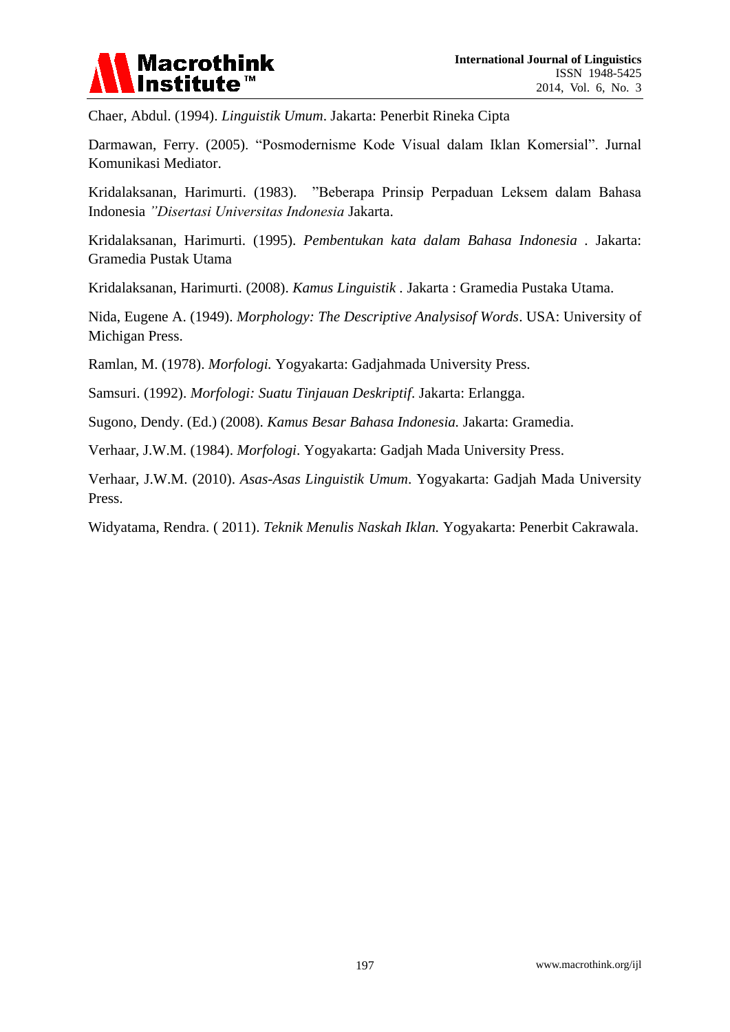Chaer, Abdul. (1994). *Linguistik Umum*. Jakarta: Penerbit Rineka Cipta

Darmawan, Ferry. (2005). "Posmodernisme Kode Visual dalam Iklan Komersial". Jurnal Komunikasi Mediator.

Kridalaksanan, Harimurti. (1983). "Beberapa Prinsip Perpaduan Leksem dalam Bahasa Indonesia *"Disertasi Universitas Indonesia* Jakarta.

Kridalaksanan, Harimurti. (1995). *Pembentukan kata dalam Bahasa Indonesia* . Jakarta: Gramedia Pustak Utama

Kridalaksanan, Harimurti. (2008). *Kamus Linguistik* . Jakarta : Gramedia Pustaka Utama.

Nida, Eugene A. (1949). *Morphology: The Descriptive Analysisof Words*. USA: University of Michigan Press.

Ramlan, M. (1978). *Morfologi.* Yogyakarta: Gadjahmada University Press.

Samsuri. (1992). *Morfologi: Suatu Tinjauan Deskriptif*. Jakarta: Erlangga.

Sugono, Dendy. (Ed.) (2008). *Kamus Besar Bahasa Indonesia.* Jakarta: Gramedia.

Verhaar, J.W.M. (1984). *Morfologi*. Yogyakarta: Gadjah Mada University Press.

Verhaar, J.W.M. (2010). *Asas-Asas Linguistik Umum*. Yogyakarta: Gadjah Mada University Press.

Widyatama, Rendra. ( 2011). *Teknik Menulis Naskah Iklan.* Yogyakarta: Penerbit Cakrawala.